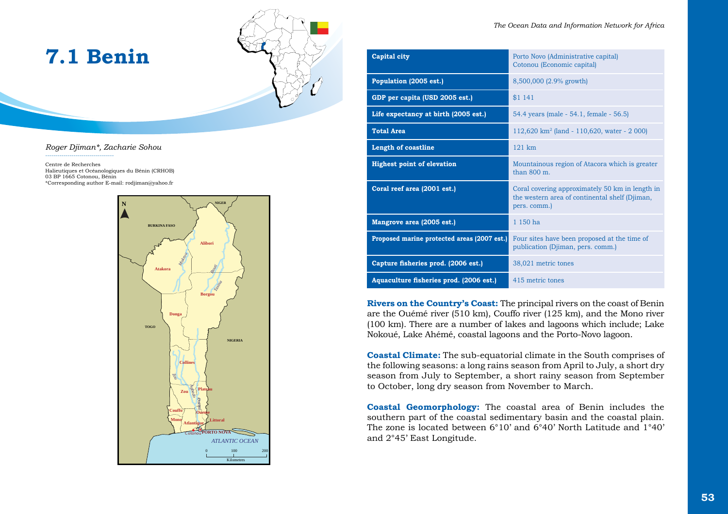# 7.1 Benin

*Roger Djiman\*, Zacharie Sohou*

Centre de Recherches Halieutiques et Océanologiques du Bénin (CRHOB)
03 BP 1665 Cotonou, Bénin
\*Corresponding author E-mail: rodjiman@yahoo.fr

| Capital city | Porto Novo (Administrative capital) Cotonou (Economic capital) |
|---|---|
| Population (2005 est.) | 8,500,000 (2.9% growth) |
| GDP per capita (USD 2005 est.) | $1 141 |
| Life expectancy at birth (2005 est.) | 54.4 years (male - 54.1, female - 56.5) |
| Total Area | 112,620 km$^2$ (land - 110,620, water - 2 000) |
| Length of coastline | 121 km |
| Highest point of elevation | Mountainous region of Atacora which is greater than 800 m. |
| Coral reef area (2001 est.) | Coral covering approximately 50 km in length in the western area of continental shelf (Djiman, pers. comm.) |
| Mangrove area (2005 est.) | 1 150 ha |
| Proposed marine protected areas (2007 est.) | Four sites have been proposed at the time of publication (Djiman, pers. comm.) |
| Capture fisheries prod. (2006 est.) | 38,021 metric tones |
| Aquaculture fisheries prod. (2006 est.) | 415 metric tones |

**Rivers on the Country's Coast:** The principal rivers on the coast of Benin are the Ouémé river (510 km), Couffo river (125 km), and the Mono river (100 km). There are a number of lakes and lagoons which include; Lake Nokoué, Lake Ahémé, coastal lagoons and the Porto-Novo lagoon.

**Coastal Climate:** The sub-equatorial climate in the South comprises of the following seasons: a long rains season from April to July, a short dry season from July to September, a short rainy season from September to October, long dry season from November to March.

**Coastal Geomorphology:** The coastal area of Benin includes the southern part of the coastal sedimentary basin and the coastal plain. The zone is located between 6°10' and 6°40' North Latitude and 1°40' and 2°45' East Longitude.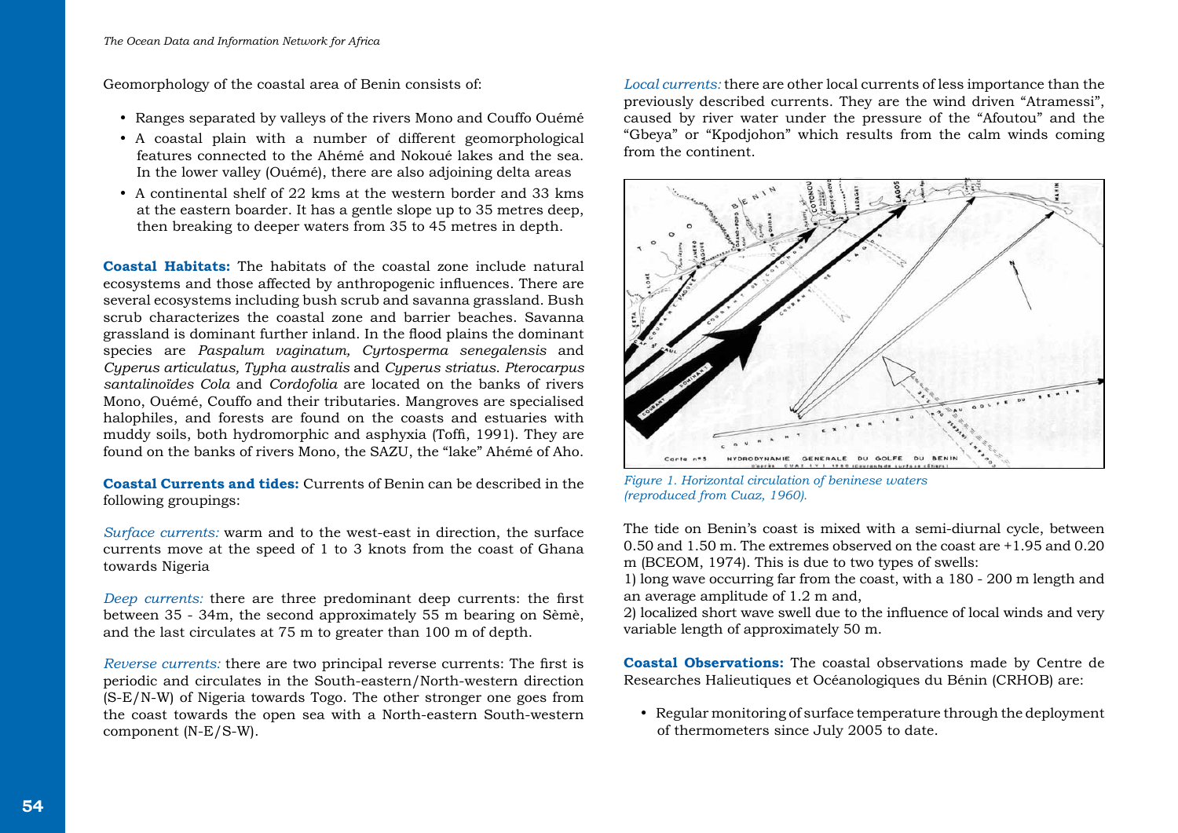Geomorphology of the coastal area of Benin consists of:

- Ranges separated by valleys of the rivers Mono and Couffo Ouémé
- A coastal plain with a number of different geomorphological features connected to the Ahémé and Nokoué lakes and the sea. In the lower valley (Ouémé), there are also adjoining delta areas
- A continental shelf of 22 kms at the western border and 33 kms at the eastern boarder. It has a gentle slope up to 35 metres deep, then breaking to deeper waters from 35 to 45 metres in depth.

**Coastal Habitats:** The habitats of the coastal zone include natural ecosystems and those affected by anthropogenic influences. There are several ecosystems including bush scrub and savanna grassland. Bush scrub characterizes the coastal zone and barrier beaches. Savanna grassland is dominant further inland. In the flood plains the dominant species are *Paspalum vaginatum, Cyrtosperma senegalensis* and *Cyperus articulatus, Typha australis* and *Cyperus striatus*. *Pterocarpus santalinoïdes Cola* and *Cordofolia* are located on the banks of rivers Mono, Ouémé, Couffo and their tributaries. Mangroves are specialised halophiles, and forests are found on the coasts and estuaries with muddy soils, both hydromorphic and asphyxia (Toffi, 1991). They are found on the banks of rivers Mono, the SAZU, the "lake" Ahémé of Aho.

**Coastal Currents and tides:** Currents of Benin can be described in the following groupings:

*Surface currents:* warm and to the west-east in direction, the surface currents move at the speed of 1 to 3 knots from the coast of Ghana towards Nigeria

*Deep currents:* there are three predominant deep currents: the first between 35 - 34m, the second approximately 55 m bearing on Sèmè, and the last circulates at 75 m to greater than 100 m of depth.

*Reverse currents:* there are two principal reverse currents: The first is periodic and circulates in the South-eastern/North-western direction (S-E/N-W) of Nigeria towards Togo. The other stronger one goes from the coast towards the open sea with a North-eastern South-western component (N-E/S-W).

*Local currents:* there are other local currents of less importance than the previously described currents. They are the wind driven "Atramessi", caused by river water under the pressure of the "Afoutou" and the "Gbeya" or "Kpodjohon" which results from the calm winds coming from the continent.

*Figure 1. Horizontal circulation of beninese waters (reproduced from Cuaz, 1960).*

The tide on Benin's coast is mixed with a semi-diurnal cycle, between 0.50 and 1.50 m. The extremes observed on the coast are +1.95 and 0.20 m (BCEOM, 1974). This is due to two types of swells:

1) long wave occurring far from the coast, with a 180 - 200 m length and an average amplitude of 1.2 m and,

2) localized short wave swell due to the influence of local winds and very variable length of approximately 50 m.

**Coastal Observations:** The coastal observations made by Centre de Researches Halieutiques et Océanologiques du Bénin (CRHOB) are:

- Regular monitoring of surface temperature through the deployment of thermometers since July 2005 to date.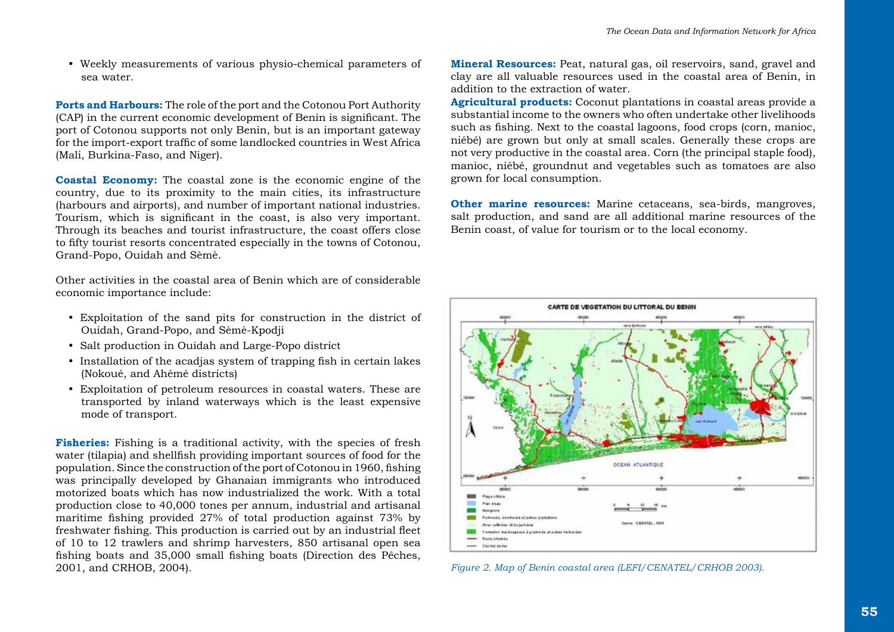- Weekly measurements of various physio-chemical parameters of sea water.

**Ports and Harbours:** The role of the port and the Cotonou Port Authority (CAP) in the current economic development of Benin is significant. The port of Cotonou supports not only Benin, but is an important gateway for the import-export traffic of some landlocked countries in West Africa (Mali, Burkina-Faso, and Niger).

**Coastal Economy:** The coastal zone is the economic engine of the country, due to its proximity to the main cities, its infrastructure (harbours and airports), and number of important national industries. Tourism, which is significant in the coast, is also very important. Through its beaches and tourist infrastructure, the coast offers close to fifty tourist resorts concentrated especially in the towns of Cotonou, Grand-Popo, Ouidah and Sèmè.

Other activities in the coastal area of Benin which are of considerable economic importance include:

- Exploitation of the sand pits for construction in the district of Ouidah, Grand-Popo, and Sèmè-Kpodji
- Salt production in Ouidah and Large-Popo district
- Installation of the acadjas system of trapping fish in certain lakes (Nokoué, and Ahémé districts)
- Exploitation of petroleum resources in coastal waters. These are transported by inland waterways which is the least expensive mode of transport.

**Fisheries:** Fishing is a traditional activity, with the species of fresh water (tilapia) and shellfish providing important sources of food for the population. Since the construction of the port of Cotonou in 1960, fishing was principally developed by Ghanaian immigrants who introduced motorized boats which has now industrialized the work. With a total production close to 40,000 tones per annum, industrial and artisanal maritime fishing provided 27% of total production against 73% by freshwater fishing. This production is carried out by an industrial fleet of 10 to 12 trawlers and shrimp harvesters, 850 artisanal open sea fishing boats and 35,000 small fishing boats (Direction des Pêches, 2001, and CRHOB, 2004).

**Mineral Resources:** Peat, natural gas, oil reservoirs, sand, gravel and clay are all valuable resources used in the coastal area of Benin, in addition to the extraction of water.

**Agricultural products:** Coconut plantations in coastal areas provide a substantial income to the owners who often undertake other livelihoods such as fishing. Next to the coastal lagoons, food crops (corn, manioc, niébé) are grown but only at small scales. Generally these crops are not very productive in the coastal area. Corn (the principal staple food), manioc, niébé, groundnut and vegetables such as tomatoes are also grown for local consumption.

**Other marine resources:** Marine cetaceans, sea-birds, mangroves, salt production, and sand are all additional marine resources of the Benin coast, of value for tourism or to the local economy.

*Figure 2. Map of Benin coastal area (LEFI/CENATEL/CRHOB 2003).*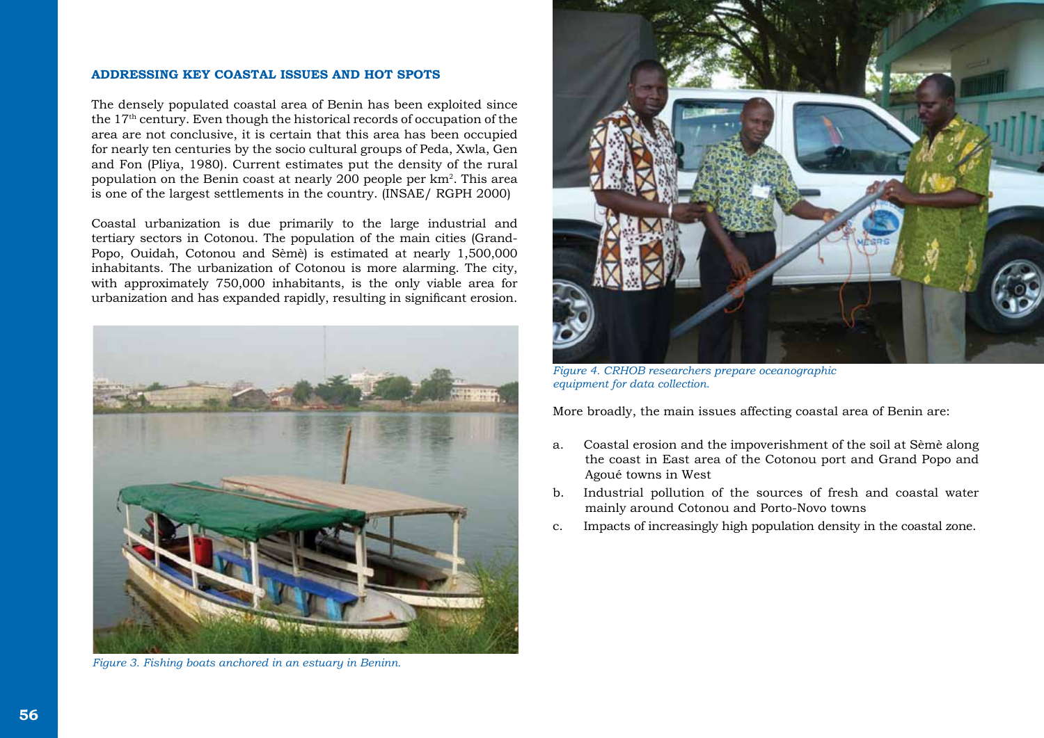### ADDRESSING KEY COASTAL ISSUES AND HOT SPOTS

The densely populated coastal area of Benin has been exploited since the 17th century. Even though the historical records of occupation of the area are not conclusive, it is certain that this area has been occupied for nearly ten centuries by the socio cultural groups of Peda, Xwla, Gen and Fon (Pliya, 1980). Current estimates put the density of the rural population on the Benin coast at nearly 200 people per $km^2$. This area is one of the largest settlements in the country. (INSAE/ RGPH 2000)

Coastal urbanization is due primarily to the large industrial and tertiary sectors in Cotonou. The population of the main cities (Grand-Popo, Ouidah, Cotonou and Sèmè) is estimated at nearly 1,500,000 inhabitants. The urbanization of Cotonou is more alarming. The city, with approximately 750,000 inhabitants, is the only viable area for urbanization and has expanded rapidly, resulting in significant erosion.

*Figure 3. Fishing boats anchored in an estuary in Beninn.*

*Figure 4. CRHOB researchers prepare oceanographic equipment for data collection.*

More broadly, the main issues affecting coastal area of Benin are:

a. Coastal erosion and the impoverishment of the soil at Sèmè along the coast in East area of the Cotonou port and Grand Popo and Agoué towns in West
b. Industrial pollution of the sources of fresh and coastal water mainly around Cotonou and Porto-Novo towns
c. Impacts of increasingly high population density in the coastal zone.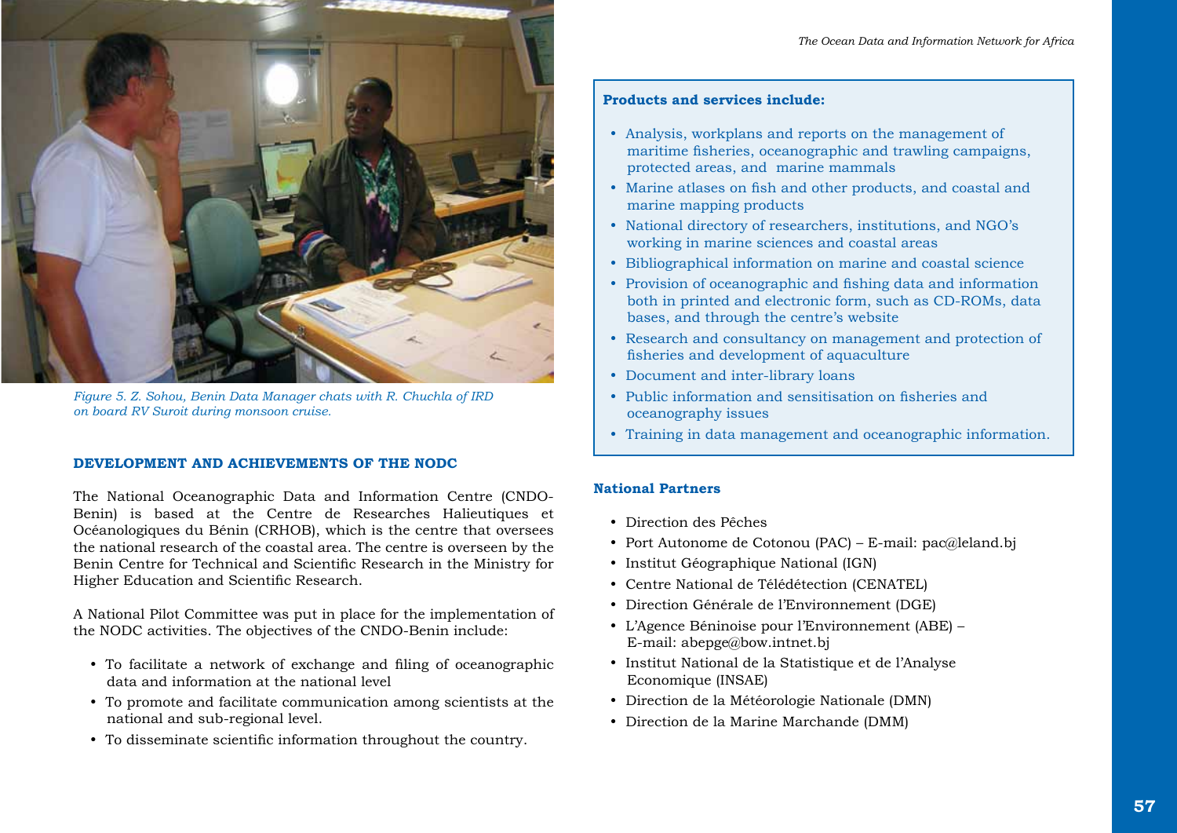*Figure 5. Z. Sohou, Benin Data Manager chats with R. Chuchla of IRD on board RV Suroit during monsoon cruise.*

## DEVELOPMENT AND ACHIEVEMENTS OF THE NODC

The National Oceanographic Data and Information Centre (CNDO-Benin) is based at the Centre de Researches Halieutiques et Océanologiques du Bénin (CRHOB), which is the centre that oversees the national research of the coastal area. The centre is overseen by the Benin Centre for Technical and Scientific Research in the Ministry for Higher Education and Scientific Research.

A National Pilot Committee was put in place for the implementation of the NODC activities. The objectives of the CNDO-Benin include:

- To facilitate a network of exchange and filing of oceanographic data and information at the national level
- To promote and facilitate communication among scientists at the national and sub-regional level.
- To disseminate scientific information throughout the country.

**Products and services include:**

- Analysis, workplans and reports on the management of maritime fisheries, oceanographic and trawling campaigns, protected areas, and marine mammals
- Marine atlases on fish and other products, and coastal and marine mapping products
- National directory of researchers, institutions, and NGO's working in marine sciences and coastal areas
- Bibliographical information on marine and coastal science
- Provision of oceanographic and fishing data and information both in printed and electronic form, such as CD-ROMs, data bases, and through the centre's website
- Research and consultancy on management and protection of fisheries and development of aquaculture
- Document and inter-library loans
- Public information and sensitisation on fisheries and oceanography issues
- Training in data management and oceanographic information.

### National Partners

- Direction des Pêches
- Port Autonome de Cotonou (PAC) – E-mail: pac@leland.bj
- Institut Géographique National (IGN)
- Centre National de Télédétection (CENATEL)
- Direction Générale de l'Environnement (DGE)
- L'Agence Béninoise pour l'Environnement (ABE) – E-mail: abepge@bow.intnet.bj
- Institut National de la Statistique et de l'Analyse Economique (INSAE)
- Direction de la Météorologie Nationale (DMN)
- Direction de la Marine Marchande (DMM)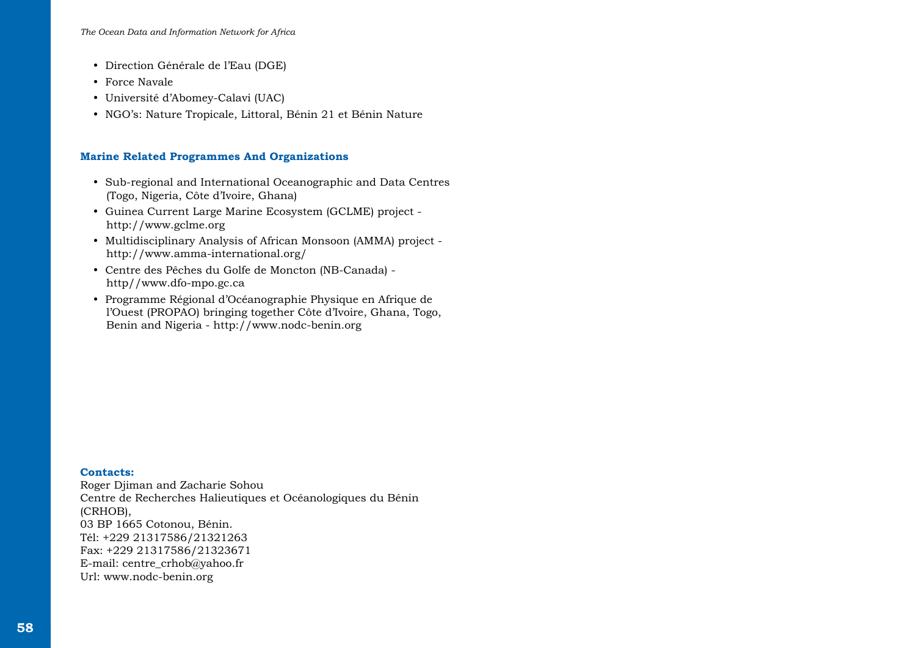- Direction Générale de l'Eau (DGE)
- Force Navale
- Université d'Abomey-Calavi (UAC)
- NGO's: Nature Tropicale, Littoral, Bénin 21 et Bénin Nature

**Marine Related Programmes And Organizations**

- Sub-regional and International Oceanographic and Data Centres (Togo, Nigeria, Côte d'Ivoire, Ghana)
- Guinea Current Large Marine Ecosystem (GCLME) project - http://www.gclme.org
- Multidisciplinary Analysis of African Monsoon (AMMA) project - http://www.amma-international.org/
- Centre des Pêches du Golfe de Moncton (NB-Canada) - http//www.dfo-mpo.gc.ca
- Programme Régional d'Océanographie Physique en Afrique de l'Ouest (PROPAO) bringing together Côte d'Ivoire, Ghana, Togo, Benin and Nigeria - http://www.nodc-benin.org

**Contacts:**
Roger Djiman and Zacharie Sohou
Centre de Recherches Halieutiques et Océanologiques du Bénin (CRHOB),
03 BP 1665 Cotonou, Bénin.
Tél: +229 21317586/21321263
Fax: +229 21317586/21323671
E-mail: centre_crhob@yahoo.fr
Url: www.nodc-benin.org